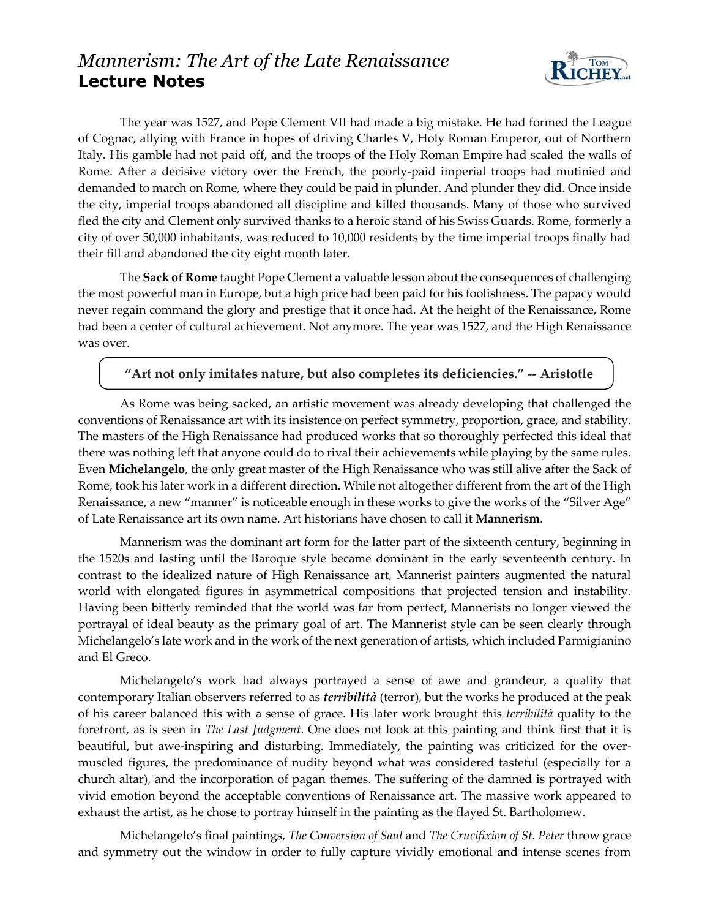# *Mannerism: The Art of the Late Renaissance*
## Lecture Notes

The year was 1527, and Pope Clement VII had made a big mistake. He had formed the League of Cognac, allying with France in hopes of driving Charles V, Holy Roman Emperor, out of Northern Italy. His gamble had not paid off, and the troops of the Holy Roman Empire had scaled the walls of Rome. After a decisive victory over the French, the poorly-paid imperial troops had mutinied and demanded to march on Rome, where they could be paid in plunder. And plunder they did. Once inside the city, imperial troops abandoned all discipline and killed thousands. Many of those who survived fled the city and Clement only survived thanks to a heroic stand of his Swiss Guards. Rome, formerly a city of over 50,000 inhabitants, was reduced to 10,000 residents by the time imperial troops finally had their fill and abandoned the city eight month later.

The **Sack of Rome** taught Pope Clement a valuable lesson about the consequences of challenging the most powerful man in Europe, but a high price had been paid for his foolishness. The papacy would never regain command the glory and prestige that it once had. At the height of the Renaissance, Rome had been a center of cultural achievement. Not anymore. The year was 1527, and the High Renaissance was over.

**"Art not only imitates nature, but also completes its deficiencies." -- Aristotle**

As Rome was being sacked, an artistic movement was already developing that challenged the conventions of Renaissance art with its insistence on perfect symmetry, proportion, grace, and stability. The masters of the High Renaissance had produced works that so thoroughly perfected this ideal that there was nothing left that anyone could do to rival their achievements while playing by the same rules. Even **Michelangelo**, the only great master of the High Renaissance who was still alive after the Sack of Rome, took his later work in a different direction. While not altogether different from the art of the High Renaissance, a new "manner" is noticeable enough in these works to give the works of the "Silver Age" of Late Renaissance art its own name. Art historians have chosen to call it **Mannerism**.

Mannerism was the dominant art form for the latter part of the sixteenth century, beginning in the 1520s and lasting until the Baroque style became dominant in the early seventeenth century. In contrast to the idealized nature of High Renaissance art, Mannerist painters augmented the natural world with elongated figures in asymmetrical compositions that projected tension and instability. Having been bitterly reminded that the world was far from perfect, Mannerists no longer viewed the portrayal of ideal beauty as the primary goal of art. The Mannerist style can be seen clearly through Michelangelo's late work and in the work of the next generation of artists, which included Parmigianino and El Greco.

Michelangelo's work had always portrayed a sense of awe and grandeur, a quality that contemporary Italian observers referred to as ***terribilità*** (terror), but the works he produced at the peak of his career balanced this with a sense of grace. His later work brought this *terribilità* quality to the forefront, as is seen in *The Last Judgment*. One does not look at this painting and think first that it is beautiful, but awe-inspiring and disturbing. Immediately, the painting was criticized for the over-muscled figures, the predominance of nudity beyond what was considered tasteful (especially for a church altar), and the incorporation of pagan themes. The suffering of the damned is portrayed with vivid emotion beyond the acceptable conventions of Renaissance art. The massive work appeared to exhaust the artist, as he chose to portray himself in the painting as the flayed St. Bartholomew.

Michelangelo's final paintings, *The Conversion of Saul* and *The Crucifixion of St. Peter* throw grace and symmetry out the window in order to fully capture vividly emotional and intense scenes from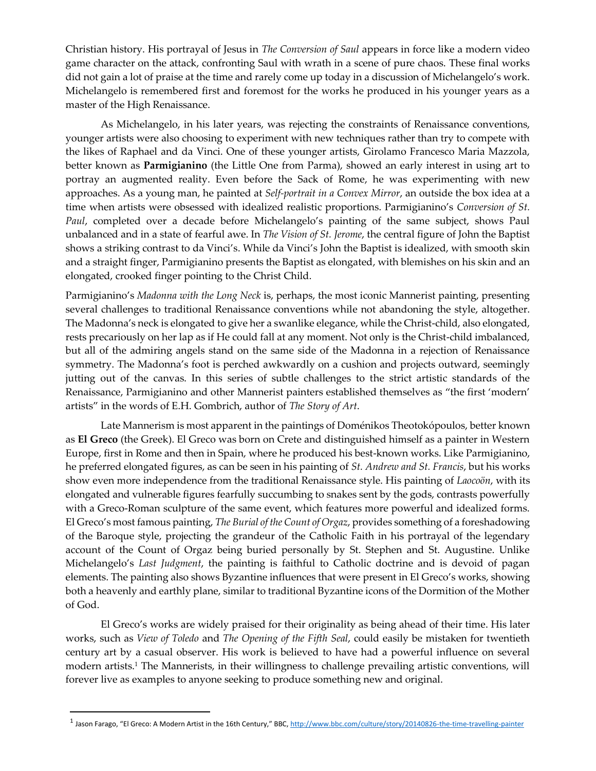Christian history. His portrayal of Jesus in *The Conversion of Saul* appears in force like a modern video game character on the attack, confronting Saul with wrath in a scene of pure chaos. These final works did not gain a lot of praise at the time and rarely come up today in a discussion of Michelangelo's work. Michelangelo is remembered first and foremost for the works he produced in his younger years as a master of the High Renaissance.

As Michelangelo, in his later years, was rejecting the constraints of Renaissance conventions, younger artists were also choosing to experiment with new techniques rather than try to compete with the likes of Raphael and da Vinci. One of these younger artists, Girolamo Francesco Maria Mazzola, better known as **Parmigianino** (the Little One from Parma), showed an early interest in using art to portray an augmented reality. Even before the Sack of Rome, he was experimenting with new approaches. As a young man, he painted at *Self-portrait in a Convex Mirror*, an outside the box idea at a time when artists were obsessed with idealized realistic proportions. Parmigianino's *Conversion of St. Paul*, completed over a decade before Michelangelo's painting of the same subject, shows Paul unbalanced and in a state of fearful awe. In *The Vision of St. Jerome*, the central figure of John the Baptist shows a striking contrast to da Vinci's. While da Vinci's John the Baptist is idealized, with smooth skin and a straight finger, Parmigianino presents the Baptist as elongated, with blemishes on his skin and an elongated, crooked finger pointing to the Christ Child.

Parmigianino's *Madonna with the Long Neck* is, perhaps, the most iconic Mannerist painting, presenting several challenges to traditional Renaissance conventions while not abandoning the style, altogether. The Madonna's neck is elongated to give her a swanlike elegance, while the Christ-child, also elongated, rests precariously on her lap as if He could fall at any moment. Not only is the Christ-child imbalanced, but all of the admiring angels stand on the same side of the Madonna in a rejection of Renaissance symmetry. The Madonna's foot is perched awkwardly on a cushion and projects outward, seemingly jutting out of the canvas. In this series of subtle challenges to the strict artistic standards of the Renaissance, Parmigianino and other Mannerist painters established themselves as "the first 'modern' artists" in the words of E.H. Gombrich, author of *The Story of Art*.

Late Mannerism is most apparent in the paintings of Doménikos Theotokópoulos, better known as **El Greco** (the Greek). El Greco was born on Crete and distinguished himself as a painter in Western Europe, first in Rome and then in Spain, where he produced his best-known works. Like Parmigianino, he preferred elongated figures, as can be seen in his painting of *St. Andrew and St. Francis*, but his works show even more independence from the traditional Renaissance style. His painting of *Laocoön*, with its elongated and vulnerable figures fearfully succumbing to snakes sent by the gods, contrasts powerfully with a Greco-Roman sculpture of the same event, which features more powerful and idealized forms. El Greco's most famous painting, *The Burial of the Count of Orgaz*, provides something of a foreshadowing of the Baroque style, projecting the grandeur of the Catholic Faith in his portrayal of the legendary account of the Count of Orgaz being buried personally by St. Stephen and St. Augustine. Unlike Michelangelo's *Last Judgment*, the painting is faithful to Catholic doctrine and is devoid of pagan elements. The painting also shows Byzantine influences that were present in El Greco's works, showing both a heavenly and earthly plane, similar to traditional Byzantine icons of the Dormition of the Mother of God.

El Greco's works are widely praised for their originality as being ahead of their time. His later works, such as *View of Toledo* and *The Opening of the Fifth Seal*, could easily be mistaken for twentieth century art by a casual observer. His work is believed to have had a powerful influence on several modern artists.[1] The Mannerists, in their willingness to challenge prevailing artistic conventions, will forever live as examples to anyone seeking to produce something new and original.

---

[1] Jason Farago, "El Greco: A Modern Artist in the 16th Century," BBC, http://www.bbc.com/culture/story/20140826-the-time-travelling-painter